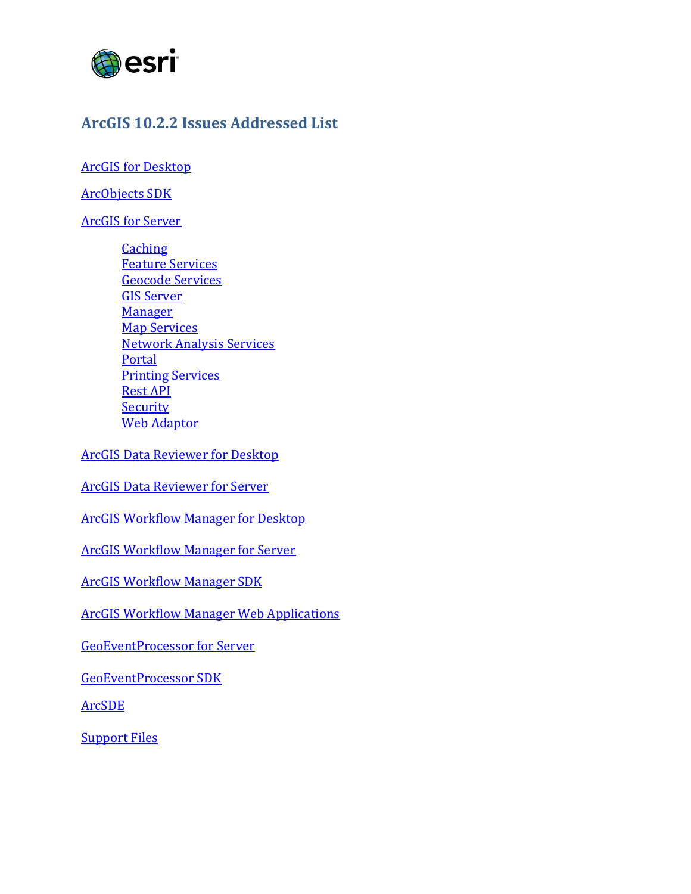# ArcGIS 10.2.2 Issues Addressed List

[ArcGIS for Desktop]

[ArcObjects SDK]

[ArcGIS for Server]

- [Caching]
- [Feature Services]
- [Geocode Services]
- [GIS Server]
- [Manager]
- [Map Services]
- [Network Analysis Services]
- [Portal]
- [Printing Services]
- [Rest API]
- [Security]
- [Web Adaptor]

[ArcGIS Data Reviewer for Desktop]

[ArcGIS Data Reviewer for Server]

[ArcGIS Workflow Manager for Desktop]

[ArcGIS Workflow Manager for Server]

[ArcGIS Workflow Manager SDK]

[ArcGIS Workflow Manager Web Applications]

[GeoEventProcessor for Server]

[GeoEventProcessor SDK]

[ArcSDE]

[Support Files]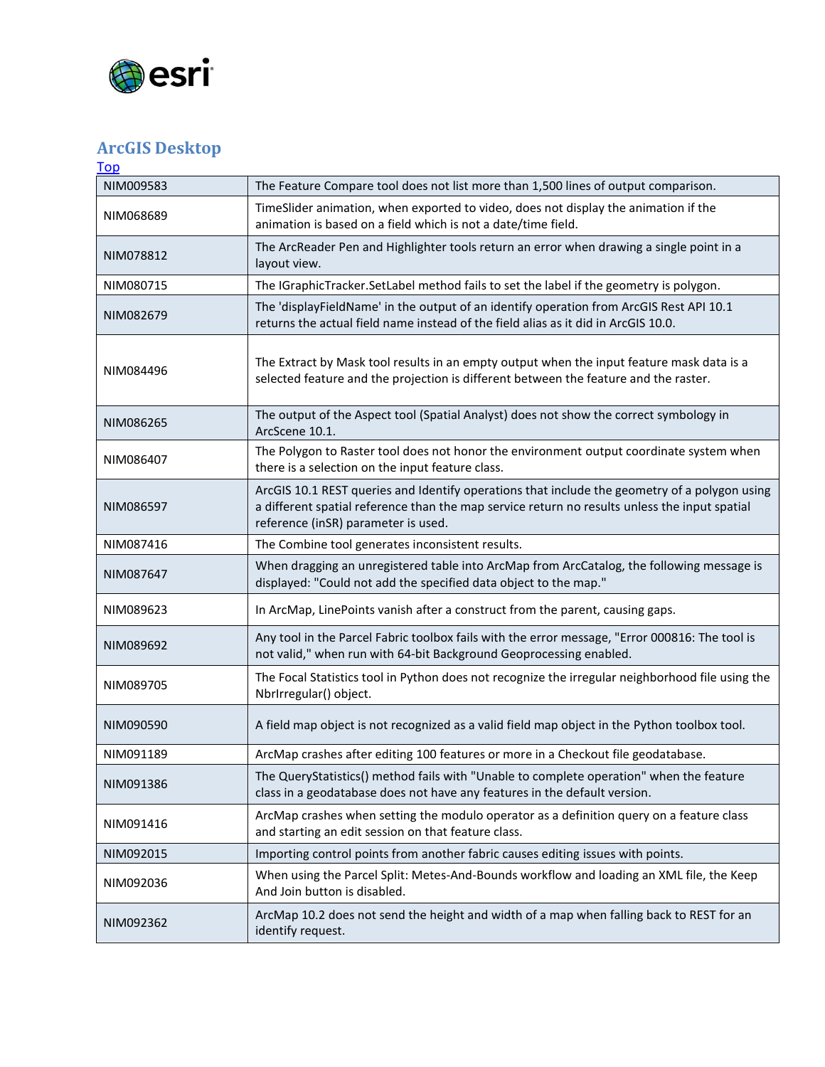## ArcGIS Desktop

[Top](#)

| | |
|---|---|
| NIM009583 | The Feature Compare tool does not list more than 1,500 lines of output comparison. |
| NIM068689 | TimeSlider animation, when exported to video, does not display the animation if the animation is based on a field which is not a date/time field. |
| NIM078812 | The ArcReader Pen and Highlighter tools return an error when drawing a single point in a layout view. |
| NIM080715 | The IGraphicTracker.SetLabel method fails to set the label if the geometry is polygon. |
| NIM082679 | The 'displayFieldName' in the output of an identify operation from ArcGIS Rest API 10.1 returns the actual field name instead of the field alias as it did in ArcGIS 10.0. |
| NIM084496 | The Extract by Mask tool results in an empty output when the input feature mask data is a selected feature and the projection is different between the feature and the raster. |
| NIM086265 | The output of the Aspect tool (Spatial Analyst) does not show the correct symbology in ArcScene 10.1. |
| NIM086407 | The Polygon to Raster tool does not honor the environment output coordinate system when there is a selection on the input feature class. |
| NIM086597 | ArcGIS 10.1 REST queries and Identify operations that include the geometry of a polygon using a different spatial reference than the map service return no results unless the input spatial reference (inSR) parameter is used. |
| NIM087416 | The Combine tool generates inconsistent results. |
| NIM087647 | When dragging an unregistered table into ArcMap from ArcCatalog, the following message is displayed: "Could not add the specified data object to the map." |
| NIM089623 | In ArcMap, LinePoints vanish after a construct from the parent, causing gaps. |
| NIM089692 | Any tool in the Parcel Fabric toolbox fails with the error message, "Error 000816: The tool is not valid," when run with 64-bit Background Geoprocessing enabled. |
| NIM089705 | The Focal Statistics tool in Python does not recognize the irregular neighborhood file using the NbrIrregular() object. |
| NIM090590 | A field map object is not recognized as a valid field map object in the Python toolbox tool. |
| NIM091189 | ArcMap crashes after editing 100 features or more in a Checkout file geodatabase. |
| NIM091386 | The QueryStatistics() method fails with "Unable to complete operation" when the feature class in a geodatabase does not have any features in the default version. |
| NIM091416 | ArcMap crashes when setting the modulo operator as a definition query on a feature class and starting an edit session on that feature class. |
| NIM092015 | Importing control points from another fabric causes editing issues with points. |
| NIM092036 | When using the Parcel Split: Metes-And-Bounds workflow and loading an XML file, the Keep And Join button is disabled. |
| NIM092362 | ArcMap 10.2 does not send the height and width of a map when falling back to REST for an identify request. |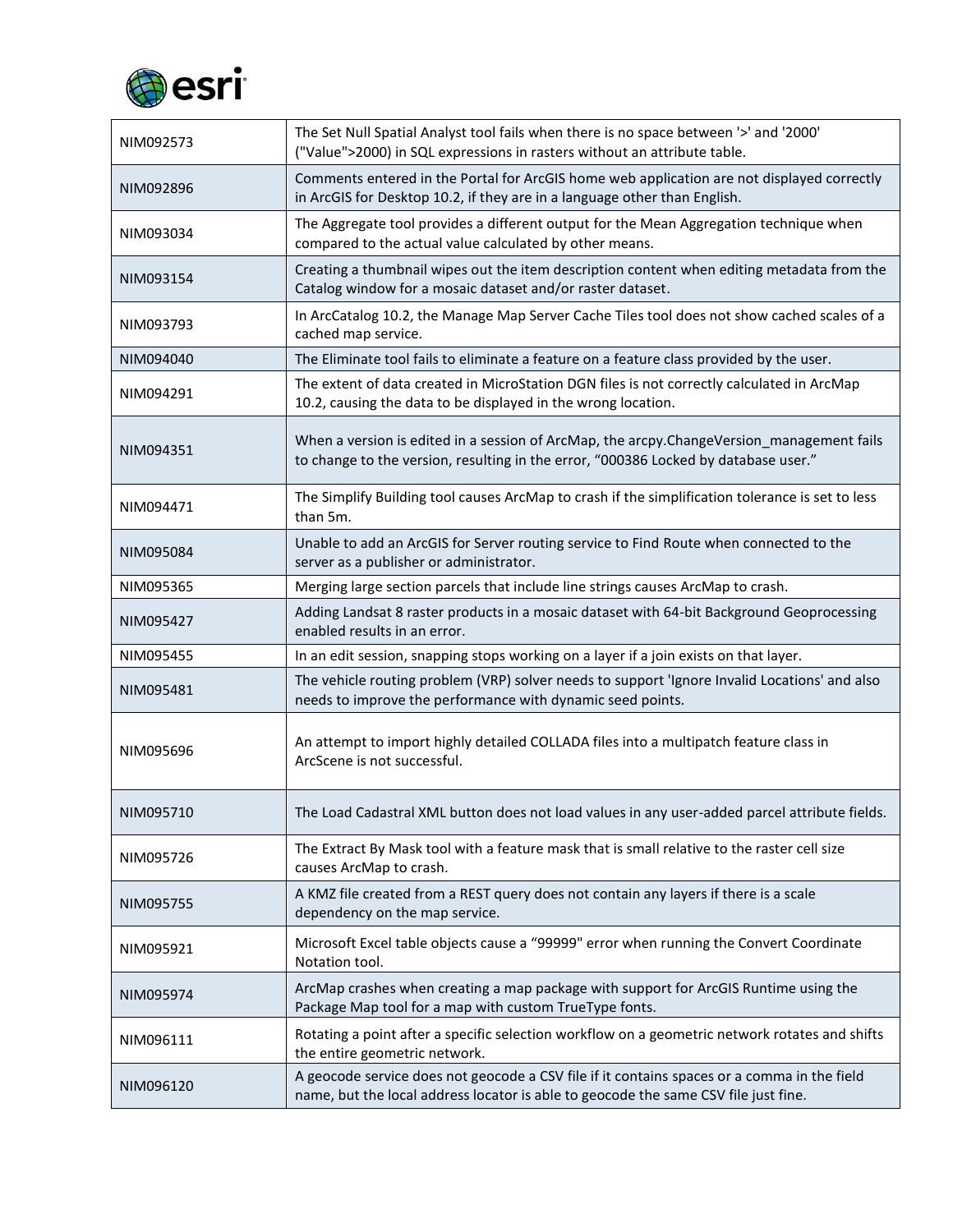| | |
|---|---|
| NIM092573 | The Set Null Spatial Analyst tool fails when there is no space between '>' and '2000' ("Value">2000) in SQL expressions in rasters without an attribute table. |
| NIM092896 | Comments entered in the Portal for ArcGIS home web application are not displayed correctly in ArcGIS for Desktop 10.2, if they are in a language other than English. |
| NIM093034 | The Aggregate tool provides a different output for the Mean Aggregation technique when compared to the actual value calculated by other means. |
| NIM093154 | Creating a thumbnail wipes out the item description content when editing metadata from the Catalog window for a mosaic dataset and/or raster dataset. |
| NIM093793 | In ArcCatalog 10.2, the Manage Map Server Cache Tiles tool does not show cached scales of a cached map service. |
| NIM094040 | The Eliminate tool fails to eliminate a feature on a feature class provided by the user. |
| NIM094291 | The extent of data created in MicroStation DGN files is not correctly calculated in ArcMap 10.2, causing the data to be displayed in the wrong location. |
| NIM094351 | When a version is edited in a session of ArcMap, the arcpy.ChangeVersion_management fails to change to the version, resulting in the error, "000386 Locked by database user." |
| NIM094471 | The Simplify Building tool causes ArcMap to crash if the simplification tolerance is set to less than 5m. |
| NIM095084 | Unable to add an ArcGIS for Server routing service to Find Route when connected to the server as a publisher or administrator. |
| NIM095365 | Merging large section parcels that include line strings causes ArcMap to crash. |
| NIM095427 | Adding Landsat 8 raster products in a mosaic dataset with 64-bit Background Geoprocessing enabled results in an error. |
| NIM095455 | In an edit session, snapping stops working on a layer if a join exists on that layer. |
| NIM095481 | The vehicle routing problem (VRP) solver needs to support 'Ignore Invalid Locations' and also needs to improve the performance with dynamic seed points. |
| NIM095696 | An attempt to import highly detailed COLLADA files into a multipatch feature class in ArcScene is not successful. |
| NIM095710 | The Load Cadastral XML button does not load values in any user-added parcel attribute fields. |
| NIM095726 | The Extract By Mask tool with a feature mask that is small relative to the raster cell size causes ArcMap to crash. |
| NIM095755 | A KMZ file created from a REST query does not contain any layers if there is a scale dependency on the map service. |
| NIM095921 | Microsoft Excel table objects cause a "99999" error when running the Convert Coordinate Notation tool. |
| NIM095974 | ArcMap crashes when creating a map package with support for ArcGIS Runtime using the Package Map tool for a map with custom TrueType fonts. |
| NIM096111 | Rotating a point after a specific selection workflow on a geometric network rotates and shifts the entire geometric network. |
| NIM096120 | A geocode service does not geocode a CSV file if it contains spaces or a comma in the field name, but the local address locator is able to geocode the same CSV file just fine. |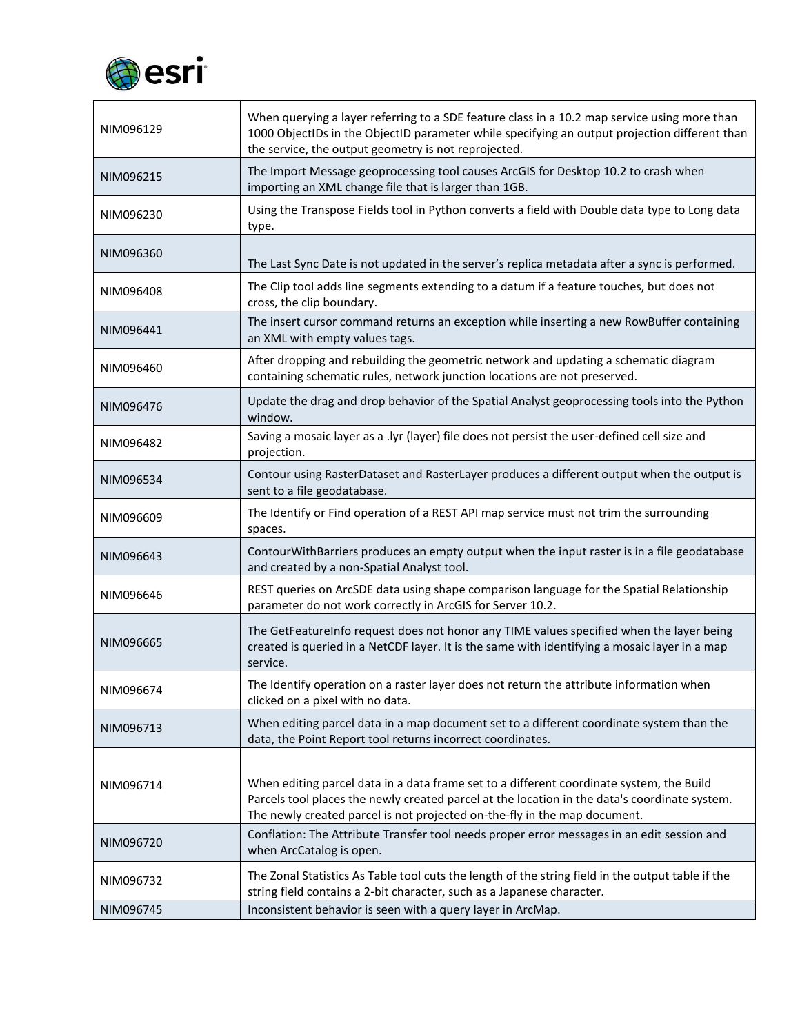| | |
|---|---|
| NIM096129 | When querying a layer referring to a SDE feature class in a 10.2 map service using more than 1000 ObjectIDs in the ObjectID parameter while specifying an output projection different than the service, the output geometry is not reprojected. |
| NIM096215 | The Import Message geoprocessing tool causes ArcGIS for Desktop 10.2 to crash when importing an XML change file that is larger than 1GB. |
| NIM096230 | Using the Transpose Fields tool in Python converts a field with Double data type to Long data type. |
| NIM096360 | The Last Sync Date is not updated in the server's replica metadata after a sync is performed. |
| NIM096408 | The Clip tool adds line segments extending to a datum if a feature touches, but does not cross, the clip boundary. |
| NIM096441 | The insert cursor command returns an exception while inserting a new RowBuffer containing an XML with empty values tags. |
| NIM096460 | After dropping and rebuilding the geometric network and updating a schematic diagram containing schematic rules, network junction locations are not preserved. |
| NIM096476 | Update the drag and drop behavior of the Spatial Analyst geoprocessing tools into the Python window. |
| NIM096482 | Saving a mosaic layer as a .lyr (layer) file does not persist the user-defined cell size and projection. |
| NIM096534 | Contour using RasterDataset and RasterLayer produces a different output when the output is sent to a file geodatabase. |
| NIM096609 | The Identify or Find operation of a REST API map service must not trim the surrounding spaces. |
| NIM096643 | ContourWithBarriers produces an empty output when the input raster is in a file geodatabase and created by a non-Spatial Analyst tool. |
| NIM096646 | REST queries on ArcSDE data using shape comparison language for the Spatial Relationship parameter do not work correctly in ArcGIS for Server 10.2. |
| NIM096665 | The GetFeatureInfo request does not honor any TIME values specified when the layer being created is queried in a NetCDF layer. It is the same with identifying a mosaic layer in a map service. |
| NIM096674 | The Identify operation on a raster layer does not return the attribute information when clicked on a pixel with no data. |
| NIM096713 | When editing parcel data in a map document set to a different coordinate system than the data, the Point Report tool returns incorrect coordinates. |
| NIM096714 | When editing parcel data in a data frame set to a different coordinate system, the Build Parcels tool places the newly created parcel at the location in the data's coordinate system. The newly created parcel is not projected on-the-fly in the map document. |
| NIM096720 | Conflation: The Attribute Transfer tool needs proper error messages in an edit session and when ArcCatalog is open. |
| NIM096732 | The Zonal Statistics As Table tool cuts the length of the string field in the output table if the string field contains a 2-bit character, such as a Japanese character. |
| NIM096745 | Inconsistent behavior is seen with a query layer in ArcMap. |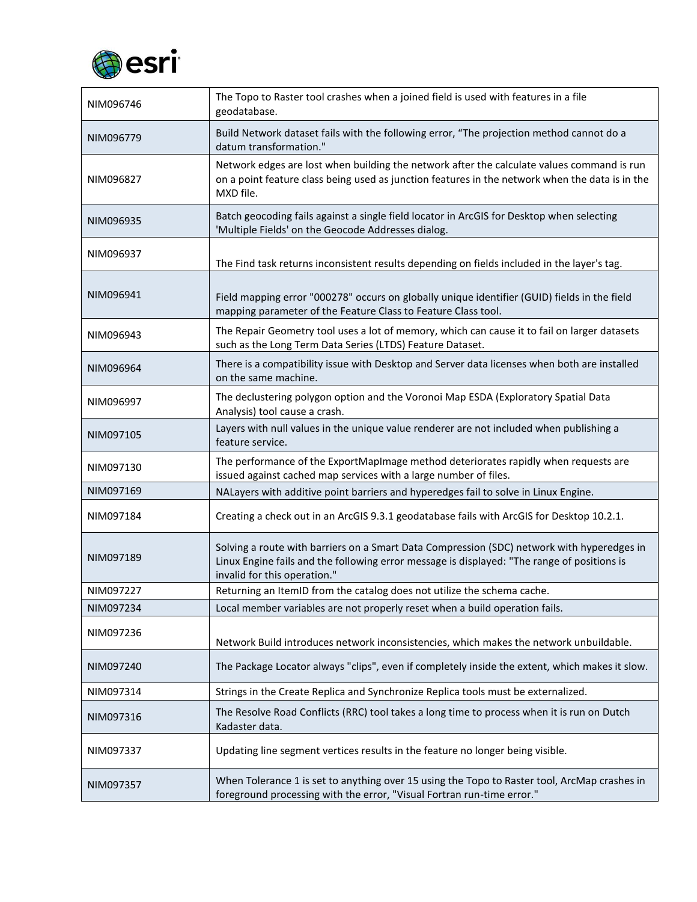| | |
|---|---|
| NIM096746 | The Topo to Raster tool crashes when a joined field is used with features in a file geodatabase. |
| NIM096779 | Build Network dataset fails with the following error, “The projection method cannot do a datum transformation." |
| NIM096827 | Network edges are lost when building the network after the calculate values command is run on a point feature class being used as junction features in the network when the data is in the MXD file. |
| NIM096935 | Batch geocoding fails against a single field locator in ArcGIS for Desktop when selecting 'Multiple Fields' on the Geocode Addresses dialog. |
| NIM096937 | The Find task returns inconsistent results depending on fields included in the layer's tag. |
| NIM096941 | Field mapping error "000278" occurs on globally unique identifier (GUID) fields in the field mapping parameter of the Feature Class to Feature Class tool. |
| NIM096943 | The Repair Geometry tool uses a lot of memory, which can cause it to fail on larger datasets such as the Long Term Data Series (LTDS) Feature Dataset. |
| NIM096964 | There is a compatibility issue with Desktop and Server data licenses when both are installed on the same machine. |
| NIM096997 | The declustering polygon option and the Voronoi Map ESDA (Exploratory Spatial Data Analysis) tool cause a crash. |
| NIM097105 | Layers with null values in the unique value renderer are not included when publishing a feature service. |
| NIM097130 | The performance of the ExportMapImage method deteriorates rapidly when requests are issued against cached map services with a large number of files. |
| NIM097169 | NALayers with additive point barriers and hyperedges fail to solve in Linux Engine. |
| NIM097184 | Creating a check out in an ArcGIS 9.3.1 geodatabase fails with ArcGIS for Desktop 10.2.1. |
| NIM097189 | Solving a route with barriers on a Smart Data Compression (SDC) network with hyperedges in Linux Engine fails and the following error message is displayed: "The range of positions is invalid for this operation." |
| NIM097227 | Returning an ItemID from the catalog does not utilize the schema cache. |
| NIM097234 | Local member variables are not properly reset when a build operation fails. |
| NIM097236 | Network Build introduces network inconsistencies, which makes the network unbuildable. |
| NIM097240 | The Package Locator always "clips", even if completely inside the extent, which makes it slow. |
| NIM097314 | Strings in the Create Replica and Synchronize Replica tools must be externalized. |
| NIM097316 | The Resolve Road Conflicts (RRC) tool takes a long time to process when it is run on Dutch Kadaster data. |
| NIM097337 | Updating line segment vertices results in the feature no longer being visible. |
| NIM097357 | When Tolerance 1 is set to anything over 15 using the Topo to Raster tool, ArcMap crashes in foreground processing with the error, "Visual Fortran run-time error." |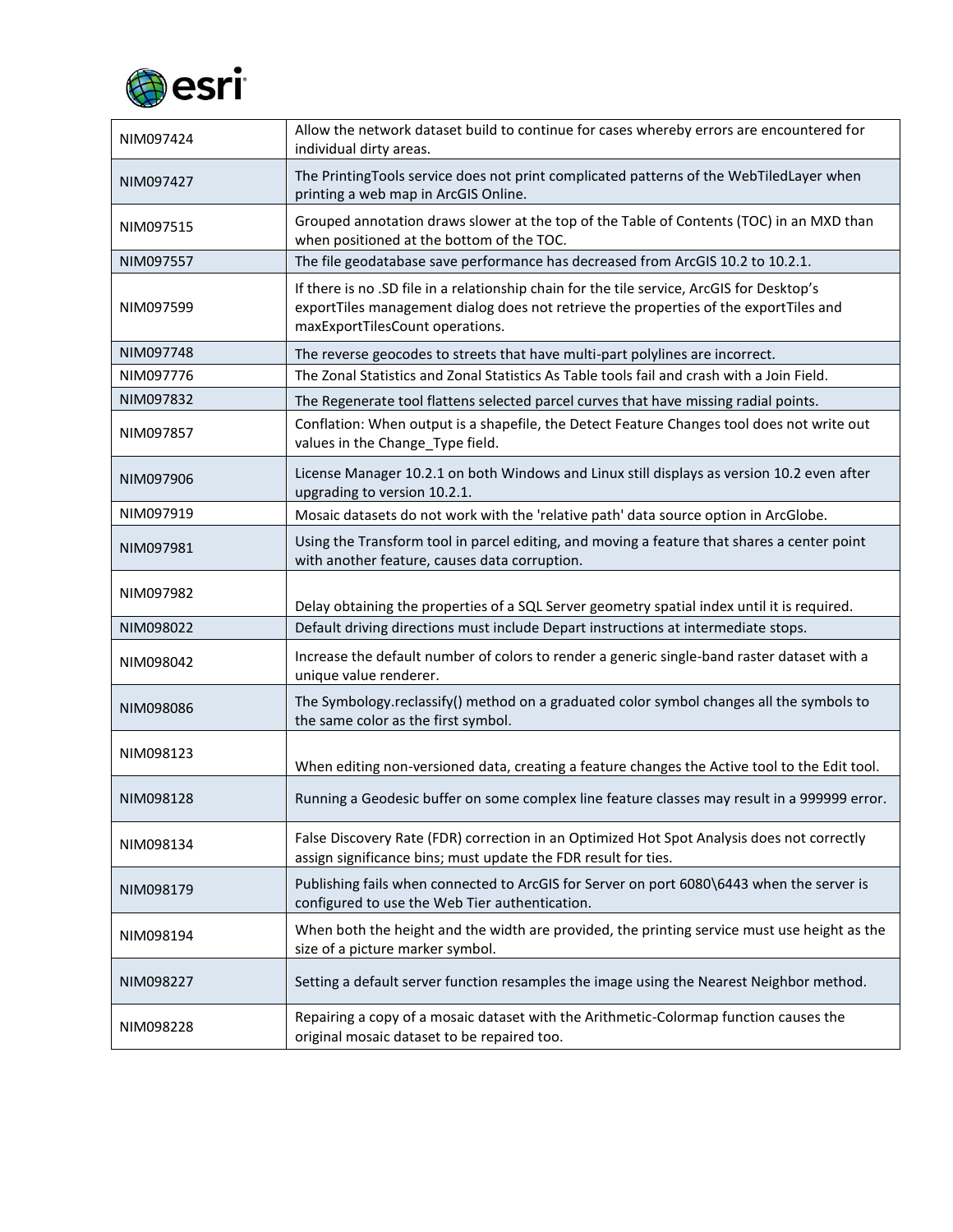| | |
|---|---|
| NIM097424 | Allow the network dataset build to continue for cases whereby errors are encountered for individual dirty areas. |
| NIM097427 | The PrintingTools service does not print complicated patterns of the WebTiledLayer when printing a web map in ArcGIS Online. |
| NIM097515 | Grouped annotation draws slower at the top of the Table of Contents (TOC) in an MXD than when positioned at the bottom of the TOC. |
| NIM097557 | The file geodatabase save performance has decreased from ArcGIS 10.2 to 10.2.1. |
| NIM097599 | If there is no .SD file in a relationship chain for the tile service, ArcGIS for Desktop's exportTiles management dialog does not retrieve the properties of the exportTiles and maxExportTilesCount operations. |
| NIM097748 | The reverse geocodes to streets that have multi-part polylines are incorrect. |
| NIM097776 | The Zonal Statistics and Zonal Statistics As Table tools fail and crash with a Join Field. |
| NIM097832 | The Regenerate tool flattens selected parcel curves that have missing radial points. |
| NIM097857 | Conflation: When output is a shapefile, the Detect Feature Changes tool does not write out values in the Change_Type field. |
| NIM097906 | License Manager 10.2.1 on both Windows and Linux still displays as version 10.2 even after upgrading to version 10.2.1. |
| NIM097919 | Mosaic datasets do not work with the 'relative path' data source option in ArcGlobe. |
| NIM097981 | Using the Transform tool in parcel editing, and moving a feature that shares a center point with another feature, causes data corruption. |
| NIM097982 | Delay obtaining the properties of a SQL Server geometry spatial index until it is required. |
| NIM098022 | Default driving directions must include Depart instructions at intermediate stops. |
| NIM098042 | Increase the default number of colors to render a generic single-band raster dataset with a unique value renderer. |
| NIM098086 | The Symbology.reclassify() method on a graduated color symbol changes all the symbols to the same color as the first symbol. |
| NIM098123 | When editing non-versioned data, creating a feature changes the Active tool to the Edit tool. |
| NIM098128 | Running a Geodesic buffer on some complex line feature classes may result in a 999999 error. |
| NIM098134 | False Discovery Rate (FDR) correction in an Optimized Hot Spot Analysis does not correctly assign significance bins; must update the FDR result for ties. |
| NIM098179 | Publishing fails when connected to ArcGIS for Server on port 6080\6443 when the server is configured to use the Web Tier authentication. |
| NIM098194 | When both the height and the width are provided, the printing service must use height as the size of a picture marker symbol. |
| NIM098227 | Setting a default server function resamples the image using the Nearest Neighbor method. |
| NIM098228 | Repairing a copy of a mosaic dataset with the Arithmetic-Colormap function causes the original mosaic dataset to be repaired too. |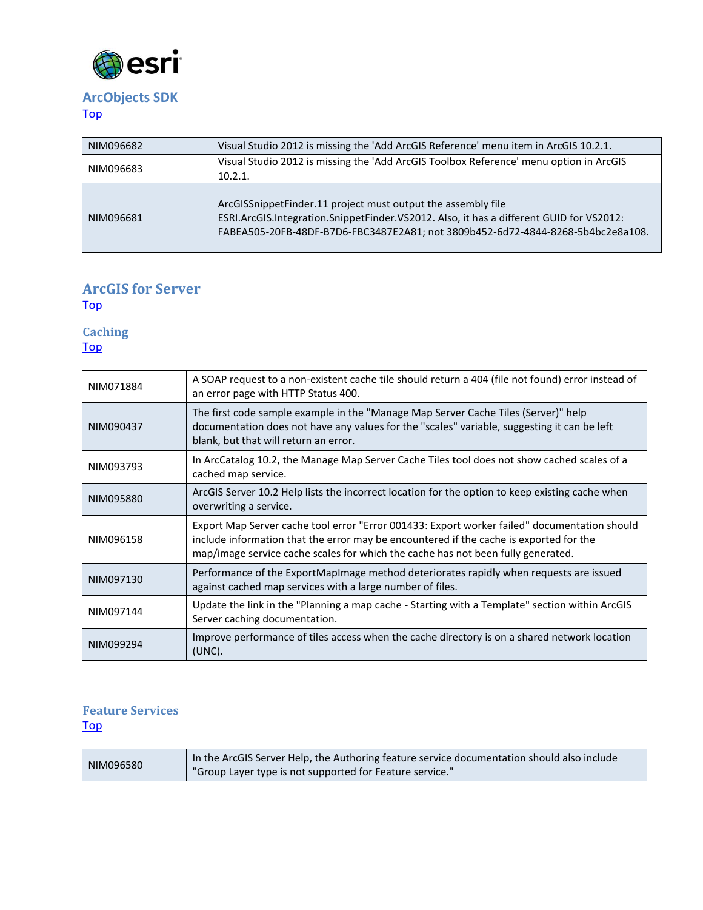## ArcObjects SDK

[Top](#)

| | |
|---|---|
| NIM096682 | Visual Studio 2012 is missing the 'Add ArcGIS Reference' menu item in ArcGIS 10.2.1. |
| NIM096683 | Visual Studio 2012 is missing the 'Add ArcGIS Toolbox Reference' menu option in ArcGIS 10.2.1. |
| NIM096681 | ArcGISSnippetFinder.11 project must output the assembly file ESRI.ArcGIS.Integration.SnippetFinder.VS2012. Also, it has a different GUID for VS2012: FABEA505-20FB-48DF-B7D6-FBC3487E2A81; not 3809b452-6d72-4844-8268-5b4bc2e8a108. |

## ArcGIS for Server

[Top](#)

### Caching

[Top](#)

| | |
|---|---|
| NIM071884 | A SOAP request to a non-existent cache tile should return a 404 (file not found) error instead of an error page with HTTP Status 400. |
| NIM090437 | The first code sample example in the "Manage Map Server Cache Tiles (Server)" help documentation does not have any values for the "scales" variable, suggesting it can be left blank, but that will return an error. |
| NIM093793 | In ArcCatalog 10.2, the Manage Map Server Cache Tiles tool does not show cached scales of a cached map service. |
| NIM095880 | ArcGIS Server 10.2 Help lists the incorrect location for the option to keep existing cache when overwriting a service. |
| NIM096158 | Export Map Server cache tool error "Error 001433: Export worker failed" documentation should include information that the error may be encountered if the cache is exported for the map/image service cache scales for which the cache has not been fully generated. |
| NIM097130 | Performance of the ExportMapImage method deteriorates rapidly when requests are issued against cached map services with a large number of files. |
| NIM097144 | Update the link in the "Planning a map cache - Starting with a Template" section within ArcGIS Server caching documentation. |
| NIM099294 | Improve performance of tiles access when the cache directory is on a shared network location (UNC). |

### Feature Services

[Top](#)

| | |
|---|---|
| NIM096580 | In the ArcGIS Server Help, the Authoring feature service documentation should also include "Group Layer type is not supported for Feature service." |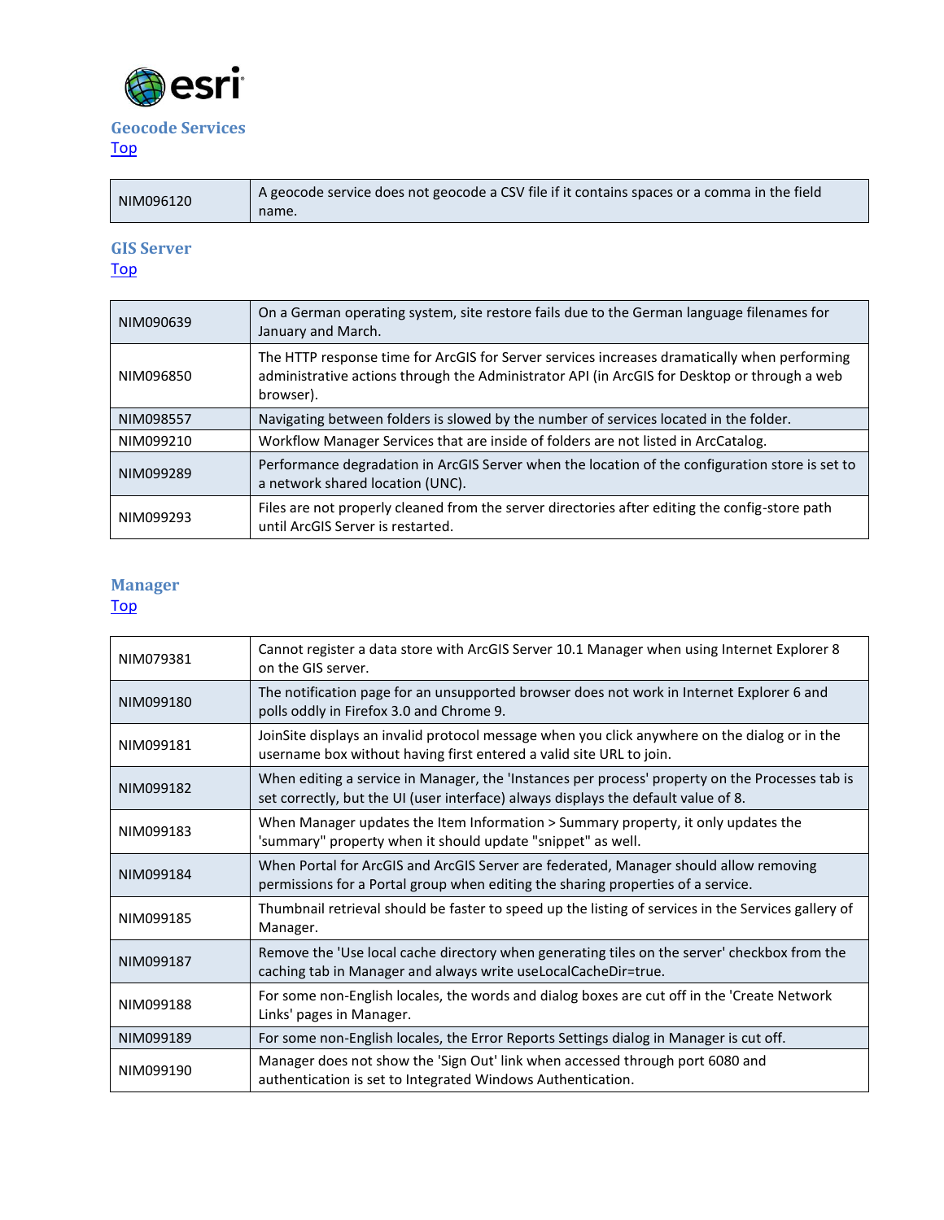## Geocode Services

[Top](#)

| | |
|---|---|
| NIM096120 | A geocode service does not geocode a CSV file if it contains spaces or a comma in the field name. |

## GIS Server

[Top](#)

| | |
|---|---|
| NIM090639 | On a German operating system, site restore fails due to the German language filenames for January and March. |
| NIM096850 | The HTTP response time for ArcGIS for Server services increases dramatically when performing administrative actions through the Administrator API (in ArcGIS for Desktop or through a web browser). |
| NIM098557 | Navigating between folders is slowed by the number of services located in the folder. |
| NIM099210 | Workflow Manager Services that are inside of folders are not listed in ArcCatalog. |
| NIM099289 | Performance degradation in ArcGIS Server when the location of the configuration store is set to a network shared location (UNC). |
| NIM099293 | Files are not properly cleaned from the server directories after editing the config-store path until ArcGIS Server is restarted. |

## Manager

[Top](#)

| | |
|---|---|
| NIM079381 | Cannot register a data store with ArcGIS Server 10.1 Manager when using Internet Explorer 8 on the GIS server. |
| NIM099180 | The notification page for an unsupported browser does not work in Internet Explorer 6 and polls oddly in Firefox 3.0 and Chrome 9. |
| NIM099181 | JoinSite displays an invalid protocol message when you click anywhere on the dialog or in the username box without having first entered a valid site URL to join. |
| NIM099182 | When editing a service in Manager, the 'Instances per process' property on the Processes tab is set correctly, but the UI (user interface) always displays the default value of 8. |
| NIM099183 | When Manager updates the Item Information > Summary property, it only updates the 'summary" property when it should update "snippet" as well. |
| NIM099184 | When Portal for ArcGIS and ArcGIS Server are federated, Manager should allow removing permissions for a Portal group when editing the sharing properties of a service. |
| NIM099185 | Thumbnail retrieval should be faster to speed up the listing of services in the Services gallery of Manager. |
| NIM099187 | Remove the 'Use local cache directory when generating tiles on the server' checkbox from the caching tab in Manager and always write useLocalCacheDir=true. |
| NIM099188 | For some non-English locales, the words and dialog boxes are cut off in the 'Create Network Links' pages in Manager. |
| NIM099189 | For some non-English locales, the Error Reports Settings dialog in Manager is cut off. |
| NIM099190 | Manager does not show the 'Sign Out' link when accessed through port 6080 and authentication is set to Integrated Windows Authentication. |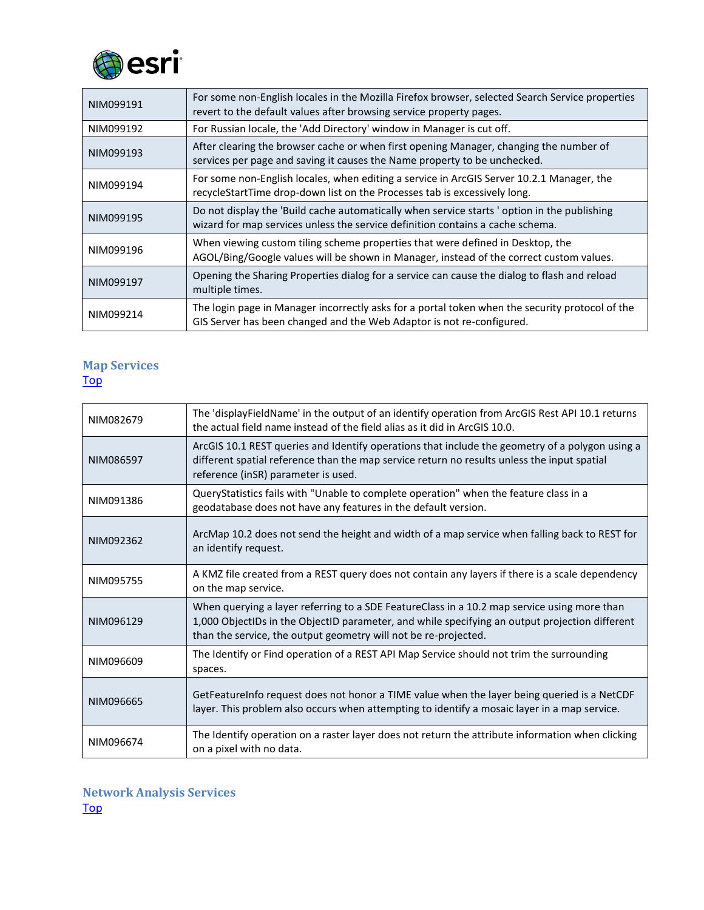| | |
|---|---|
| NIM099191 | For some non-English locales in the Mozilla Firefox browser, selected Search Service properties revert to the default values after browsing service property pages. |
| NIM099192 | For Russian locale, the 'Add Directory' window in Manager is cut off. |
| NIM099193 | After clearing the browser cache or when first opening Manager, changing the number of services per page and saving it causes the Name property to be unchecked. |
| NIM099194 | For some non-English locales, when editing a service in ArcGIS Server 10.2.1 Manager, the recycleStartTime drop-down list on the Processes tab is excessively long. |
| NIM099195 | Do not display the 'Build cache automatically when service starts ' option in the publishing wizard for map services unless the service definition contains a cache schema. |
| NIM099196 | When viewing custom tiling scheme properties that were defined in Desktop, the AGOL/Bing/Google values will be shown in Manager, instead of the correct custom values. |
| NIM099197 | Opening the Sharing Properties dialog for a service can cause the dialog to flash and reload multiple times. |
| NIM099214 | The login page in Manager incorrectly asks for a portal token when the security protocol of the GIS Server has been changed and the Web Adaptor is not re-configured. |

## Map Services

Top

| | |
|---|---|
| NIM082679 | The 'displayFieldName' in the output of an identify operation from ArcGIS Rest API 10.1 returns the actual field name instead of the field alias as it did in ArcGIS 10.0. |
| NIM086597 | ArcGIS 10.1 REST queries and Identify operations that include the geometry of a polygon using a different spatial reference than the map service return no results unless the input spatial reference (inSR) parameter is used. |
| NIM091386 | QueryStatistics fails with "Unable to complete operation" when the feature class in a geodatabase does not have any features in the default version. |
| NIM092362 | ArcMap 10.2 does not send the height and width of a map service when falling back to REST for an identify request. |
| NIM095755 | A KMZ file created from a REST query does not contain any layers if there is a scale dependency on the map service. |
| NIM096129 | When querying a layer referring to a SDE FeatureClass in a 10.2 map service using more than 1,000 ObjectIDs in the ObjectID parameter, and while specifying an output projection different than the service, the output geometry will not be re-projected. |
| NIM096609 | The Identify or Find operation of a REST API Map Service should not trim the surrounding spaces. |
| NIM096665 | GetFeatureInfo request does not honor a TIME value when the layer being queried is a NetCDF layer. This problem also occurs when attempting to identify a mosaic layer in a map service. |
| NIM096674 | The Identify operation on a raster layer does not return the attribute information when clicking on a pixel with no data. |

## Network Analysis Services

Top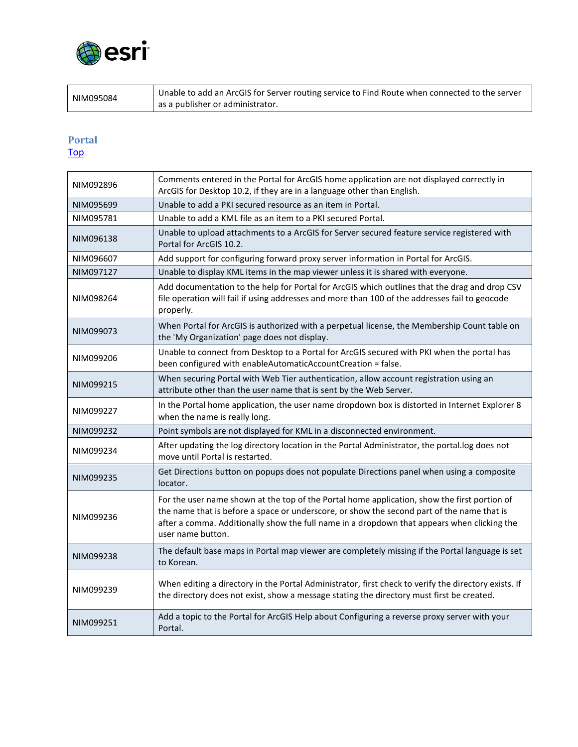| NIM095084 | Unable to add an ArcGIS for Server routing service to Find Route when connected to the server as a publisher or administrator. |
|---|---|

## Portal

Top

| NIM092896 | Comments entered in the Portal for ArcGIS home application are not displayed correctly in ArcGIS for Desktop 10.2, if they are in a language other than English. |
|---|---|
| NIM095699 | Unable to add a PKI secured resource as an item in Portal. |
| NIM095781 | Unable to add a KML file as an item to a PKI secured Portal. |
| NIM096138 | Unable to upload attachments to a ArcGIS for Server secured feature service registered with Portal for ArcGIS 10.2. |
| NIM096607 | Add support for configuring forward proxy server information in Portal for ArcGIS. |
| NIM097127 | Unable to display KML items in the map viewer unless it is shared with everyone. |
| NIM098264 | Add documentation to the help for Portal for ArcGIS which outlines that the drag and drop CSV file operation will fail if using addresses and more than 100 of the addresses fail to geocode properly. |
| NIM099073 | When Portal for ArcGIS is authorized with a perpetual license, the Membership Count table on the 'My Organization' page does not display. |
| NIM099206 | Unable to connect from Desktop to a Portal for ArcGIS secured with PKI when the portal has been configured with enableAutomaticAccountCreation = false. |
| NIM099215 | When securing Portal with Web Tier authentication, allow account registration using an attribute other than the user name that is sent by the Web Server. |
| NIM099227 | In the Portal home application, the user name dropdown box is distorted in Internet Explorer 8 when the name is really long. |
| NIM099232 | Point symbols are not displayed for KML in a disconnected environment. |
| NIM099234 | After updating the log directory location in the Portal Administrator, the portal.log does not move until Portal is restarted. |
| NIM099235 | Get Directions button on popups does not populate Directions panel when using a composite locator. |
| NIM099236 | For the user name shown at the top of the Portal home application, show the first portion of the name that is before a space or underscore, or show the second part of the name that is after a comma. Additionally show the full name in a dropdown that appears when clicking the user name button. |
| NIM099238 | The default base maps in Portal map viewer are completely missing if the Portal language is set to Korean. |
| NIM099239 | When editing a directory in the Portal Administrator, first check to verify the directory exists. If the directory does not exist, show a message stating the directory must first be created. |
| NIM099251 | Add a topic to the Portal for ArcGIS Help about Configuring a reverse proxy server with your Portal. |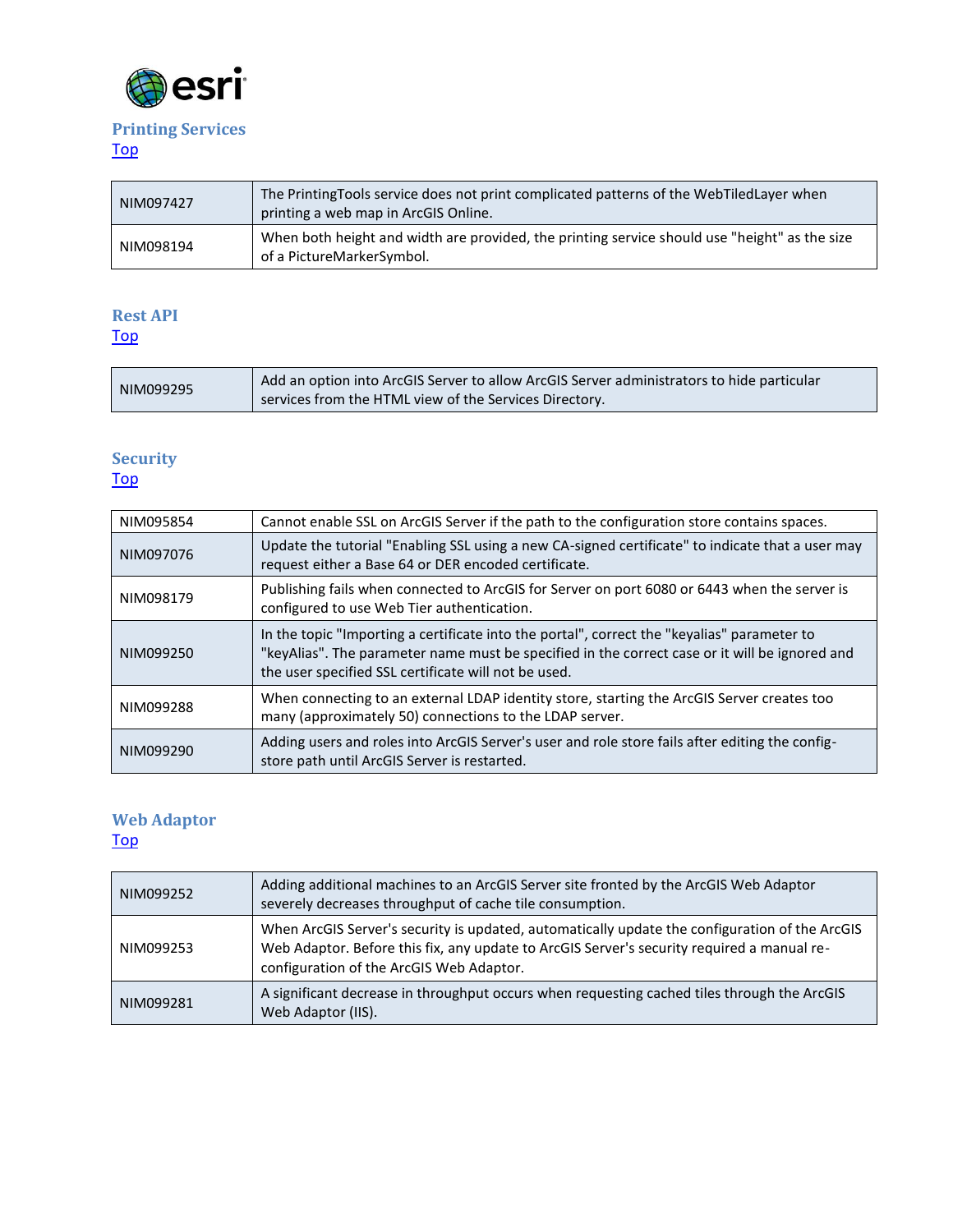## Printing Services

[Top]

| NIM097427 | The PrintingTools service does not print complicated patterns of the WebTiledLayer when printing a web map in ArcGIS Online. |
|---|---|
| NIM098194 | When both height and width are provided, the printing service should use "height" as the size of a PictureMarkerSymbol. |

## Rest API

[Top]

| NIM099295 | Add an option into ArcGIS Server to allow ArcGIS Server administrators to hide particular services from the HTML view of the Services Directory. |
|---|---|

## Security

[Top]

| NIM095854 | Cannot enable SSL on ArcGIS Server if the path to the configuration store contains spaces. |
|---|---|
| NIM097076 | Update the tutorial "Enabling SSL using a new CA-signed certificate" to indicate that a user may request either a Base 64 or DER encoded certificate. |
| NIM098179 | Publishing fails when connected to ArcGIS for Server on port 6080 or 6443 when the server is configured to use Web Tier authentication. |
| NIM099250 | In the topic "Importing a certificate into the portal", correct the "keyalias" parameter to "keyAlias". The parameter name must be specified in the correct case or it will be ignored and the user specified SSL certificate will not be used. |
| NIM099288 | When connecting to an external LDAP identity store, starting the ArcGIS Server creates too many (approximately 50) connections to the LDAP server. |
| NIM099290 | Adding users and roles into ArcGIS Server's user and role store fails after editing the config-store path until ArcGIS Server is restarted. |

## Web Adaptor

[Top]

| NIM099252 | Adding additional machines to an ArcGIS Server site fronted by the ArcGIS Web Adaptor severely decreases throughput of cache tile consumption. |
|---|---|
| NIM099253 | When ArcGIS Server's security is updated, automatically update the configuration of the ArcGIS Web Adaptor. Before this fix, any update to ArcGIS Server's security required a manual re-configuration of the ArcGIS Web Adaptor. |
| NIM099281 | A significant decrease in throughput occurs when requesting cached tiles through the ArcGIS Web Adaptor (IIS). |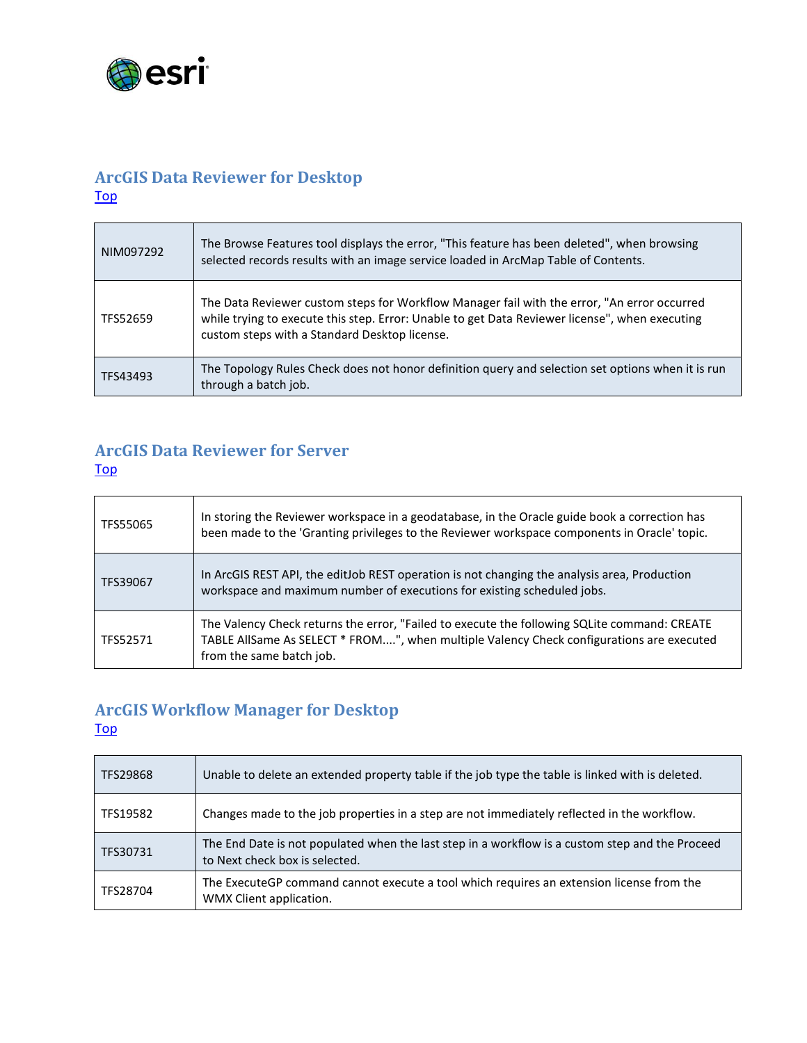## ArcGIS Data Reviewer for Desktop

[Top]()

| | |
|---|---|
| NIM097292 | The Browse Features tool displays the error, "This feature has been deleted", when browsing selected records results with an image service loaded in ArcMap Table of Contents. |
| TFS52659 | The Data Reviewer custom steps for Workflow Manager fail with the error, "An error occurred while trying to execute this step. Error: Unable to get Data Reviewer license", when executing custom steps with a Standard Desktop license. |
| TFS43493 | The Topology Rules Check does not honor definition query and selection set options when it is run through a batch job. |

## ArcGIS Data Reviewer for Server

[Top]()

| | |
|---|---|
| TFS55065 | In storing the Reviewer workspace in a geodatabase, in the Oracle guide book a correction has been made to the 'Granting privileges to the Reviewer workspace components in Oracle' topic. |
| TFS39067 | In ArcGIS REST API, the editJob REST operation is not changing the analysis area, Production workspace and maximum number of executions for existing scheduled jobs. |
| TFS52571 | The Valency Check returns the error, "Failed to execute the following SQLite command: CREATE TABLE AllSame As SELECT * FROM....", when multiple Valency Check configurations are executed from the same batch job. |

## ArcGIS Workflow Manager for Desktop

[Top]()

| | |
|---|---|
| TFS29868 | Unable to delete an extended property table if the job type the table is linked with is deleted. |
| TFS19582 | Changes made to the job properties in a step are not immediately reflected in the workflow. |
| TFS30731 | The End Date is not populated when the last step in a workflow is a custom step and the Proceed to Next check box is selected. |
| TFS28704 | The ExecuteGP command cannot execute a tool which requires an extension license from the WMX Client application. |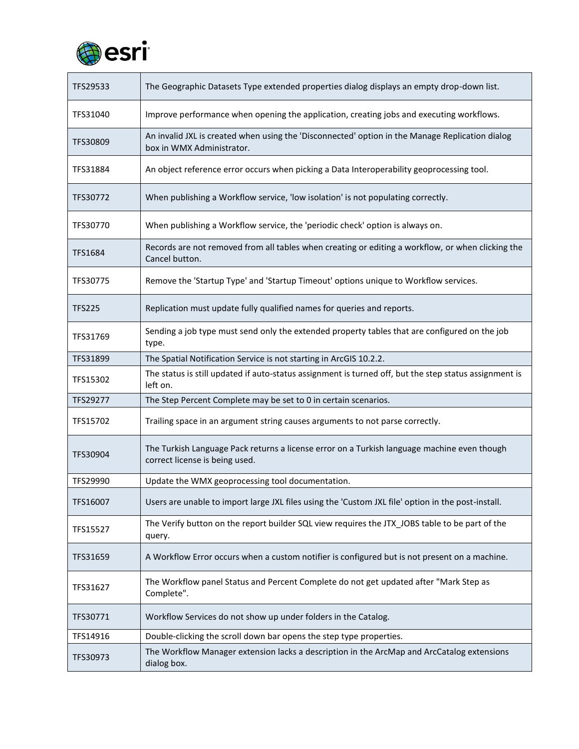| TFS29533 | The Geographic Datasets Type extended properties dialog displays an empty drop-down list. |
|---|---|
| TFS31040 | Improve performance when opening the application, creating jobs and executing workflows. |
| TFS30809 | An invalid JXL is created when using the 'Disconnected' option in the Manage Replication dialog box in WMX Administrator. |
| TFS31884 | An object reference error occurs when picking a Data Interoperability geoprocessing tool. |
| TFS30772 | When publishing a Workflow service, 'low isolation' is not populating correctly. |
| TFS30770 | When publishing a Workflow service, the 'periodic check' option is always on. |
| TFS1684 | Records are not removed from all tables when creating or editing a workflow, or when clicking the Cancel button. |
| TFS30775 | Remove the 'Startup Type' and 'Startup Timeout' options unique to Workflow services. |
| TFS225 | Replication must update fully qualified names for queries and reports. |
| TFS31769 | Sending a job type must send only the extended property tables that are configured on the job type. |
| TFS31899 | The Spatial Notification Service is not starting in ArcGIS 10.2.2. |
| TFS15302 | The status is still updated if auto-status assignment is turned off, but the step status assignment is left on. |
| TFS29277 | The Step Percent Complete may be set to 0 in certain scenarios. |
| TFS15702 | Trailing space in an argument string causes arguments to not parse correctly. |
| TFS30904 | The Turkish Language Pack returns a license error on a Turkish language machine even though correct license is being used. |
| TFS29990 | Update the WMX geoprocessing tool documentation. |
| TFS16007 | Users are unable to import large JXL files using the 'Custom JXL file' option in the post-install. |
| TFS15527 | The Verify button on the report builder SQL view requires the JTX_JOBS table to be part of the query. |
| TFS31659 | A Workflow Error occurs when a custom notifier is configured but is not present on a machine. |
| TFS31627 | The Workflow panel Status and Percent Complete do not get updated after "Mark Step as Complete". |
| TFS30771 | Workflow Services do not show up under folders in the Catalog. |
| TFS14916 | Double-clicking the scroll down bar opens the step type properties. |
| TFS30973 | The Workflow Manager extension lacks a description in the ArcMap and ArcCatalog extensions dialog box. |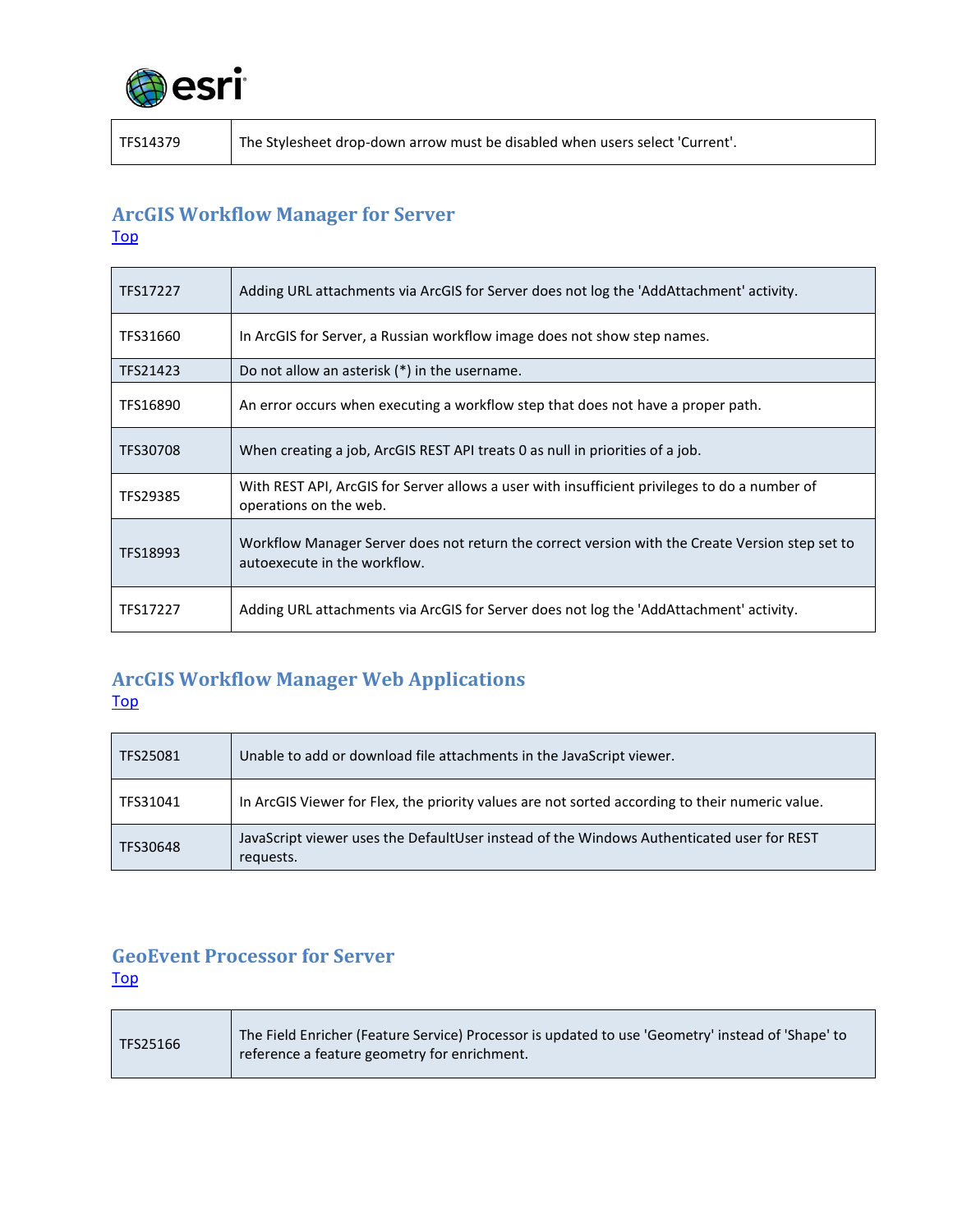| | |
|---|---|
| TFS14379 | The Stylesheet drop-down arrow must be disabled when users select 'Current'. |

## ArcGIS Workflow Manager for Server

[Top]

| | |
|---|---|
| TFS17227 | Adding URL attachments via ArcGIS for Server does not log the 'AddAttachment' activity. |
| TFS31660 | In ArcGIS for Server, a Russian workflow image does not show step names. |
| TFS21423 | Do not allow an asterisk (*) in the username. |
| TFS16890 | An error occurs when executing a workflow step that does not have a proper path. |
| TFS30708 | When creating a job, ArcGIS REST API treats 0 as null in priorities of a job. |
| TFS29385 | With REST API, ArcGIS for Server allows a user with insufficient privileges to do a number of operations on the web. |
| TFS18993 | Workflow Manager Server does not return the correct version with the Create Version step set to autoexecute in the workflow. |
| TFS17227 | Adding URL attachments via ArcGIS for Server does not log the 'AddAttachment' activity. |

## ArcGIS Workflow Manager Web Applications

[Top]

| | |
|---|---|
| TFS25081 | Unable to add or download file attachments in the JavaScript viewer. |
| TFS31041 | In ArcGIS Viewer for Flex, the priority values are not sorted according to their numeric value. |
| TFS30648 | JavaScript viewer uses the DefaultUser instead of the Windows Authenticated user for REST requests. |

## GeoEvent Processor for Server

[Top]

| | |
|---|---|
| TFS25166 | The Field Enricher (Feature Service) Processor is updated to use 'Geometry' instead of 'Shape' to reference a feature geometry for enrichment. |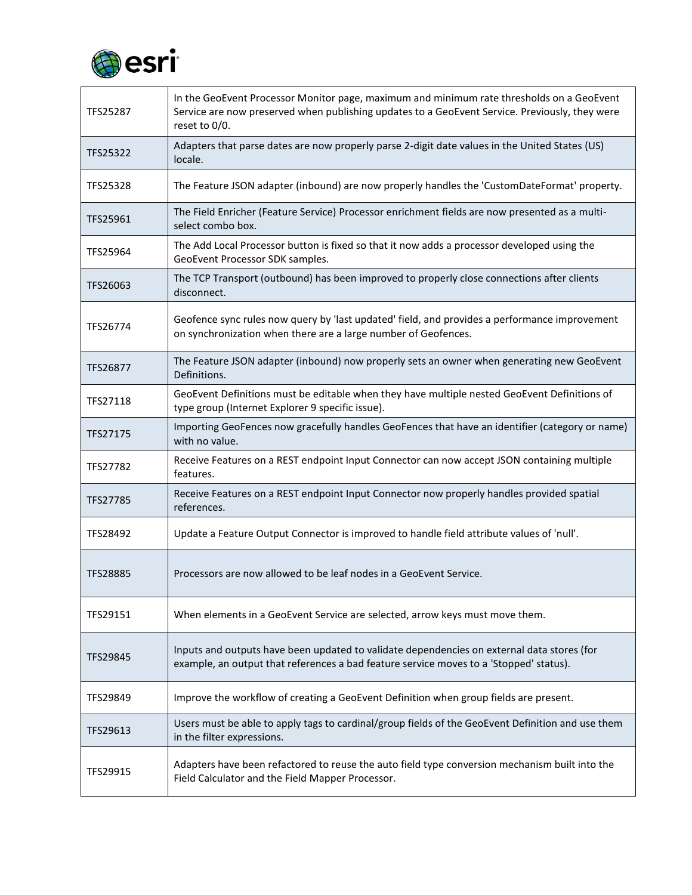| TFS25287 | In the GeoEvent Processor Monitor page, maximum and minimum rate thresholds on a GeoEvent Service are now preserved when publishing updates to a GeoEvent Service. Previously, they were reset to 0/0. |
|---|---|
| TFS25322 | Adapters that parse dates are now properly parse 2-digit date values in the United States (US) locale. |
| TFS25328 | The Feature JSON adapter (inbound) are now properly handles the 'CustomDateFormat' property. |
| TFS25961 | The Field Enricher (Feature Service) Processor enrichment fields are now presented as a multi-select combo box. |
| TFS25964 | The Add Local Processor button is fixed so that it now adds a processor developed using the GeoEvent Processor SDK samples. |
| TFS26063 | The TCP Transport (outbound) has been improved to properly close connections after clients disconnect. |
| TFS26774 | Geofence sync rules now query by 'last updated' field, and provides a performance improvement on synchronization when there are a large number of Geofences. |
| TFS26877 | The Feature JSON adapter (inbound) now properly sets an owner when generating new GeoEvent Definitions. |
| TFS27118 | GeoEvent Definitions must be editable when they have multiple nested GeoEvent Definitions of type group (Internet Explorer 9 specific issue). |
| TFS27175 | Importing GeoFences now gracefully handles GeoFences that have an identifier (category or name) with no value. |
| TFS27782 | Receive Features on a REST endpoint Input Connector can now accept JSON containing multiple features. |
| TFS27785 | Receive Features on a REST endpoint Input Connector now properly handles provided spatial references. |
| TFS28492 | Update a Feature Output Connector is improved to handle field attribute values of 'null'. |
| TFS28885 | Processors are now allowed to be leaf nodes in a GeoEvent Service. |
| TFS29151 | When elements in a GeoEvent Service are selected, arrow keys must move them. |
| TFS29845 | Inputs and outputs have been updated to validate dependencies on external data stores (for example, an output that references a bad feature service moves to a 'Stopped' status). |
| TFS29849 | Improve the workflow of creating a GeoEvent Definition when group fields are present. |
| TFS29613 | Users must be able to apply tags to cardinal/group fields of the GeoEvent Definition and use them in the filter expressions. |
| TFS29915 | Adapters have been refactored to reuse the auto field type conversion mechanism built into the Field Calculator and the Field Mapper Processor. |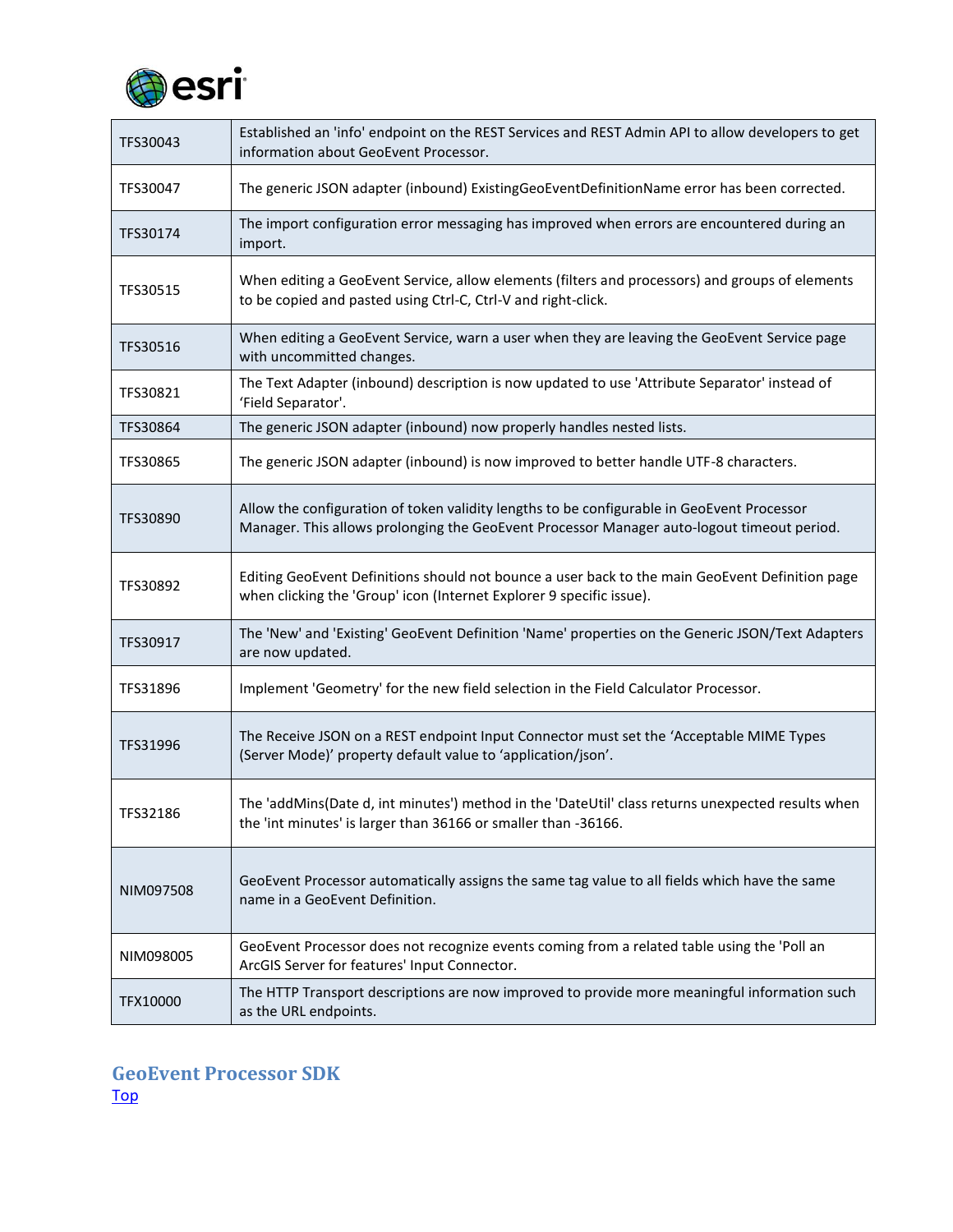| | |
|---|---|
| TFS30043 | Established an 'info' endpoint on the REST Services and REST Admin API to allow developers to get information about GeoEvent Processor. |
| TFS30047 | The generic JSON adapter (inbound) ExistingGeoEventDefinitionName error has been corrected. |
| TFS30174 | The import configuration error messaging has improved when errors are encountered during an import. |
| TFS30515 | When editing a GeoEvent Service, allow elements (filters and processors) and groups of elements to be copied and pasted using Ctrl-C, Ctrl-V and right-click. |
| TFS30516 | When editing a GeoEvent Service, warn a user when they are leaving the GeoEvent Service page with uncommitted changes. |
| TFS30821 | The Text Adapter (inbound) description is now updated to use 'Attribute Separator' instead of 'Field Separator'. |
| TFS30864 | The generic JSON adapter (inbound) now properly handles nested lists. |
| TFS30865 | The generic JSON adapter (inbound) is now improved to better handle UTF-8 characters. |
| TFS30890 | Allow the configuration of token validity lengths to be configurable in GeoEvent Processor Manager. This allows prolonging the GeoEvent Processor Manager auto-logout timeout period. |
| TFS30892 | Editing GeoEvent Definitions should not bounce a user back to the main GeoEvent Definition page when clicking the 'Group' icon (Internet Explorer 9 specific issue). |
| TFS30917 | The 'New' and 'Existing' GeoEvent Definition 'Name' properties on the Generic JSON/Text Adapters are now updated. |
| TFS31896 | Implement 'Geometry' for the new field selection in the Field Calculator Processor. |
| TFS31996 | The Receive JSON on a REST endpoint Input Connector must set the 'Acceptable MIME Types (Server Mode)' property default value to 'application/json'. |
| TFS32186 | The 'addMins(Date d, int minutes') method in the 'DateUtil' class returns unexpected results when the 'int minutes' is larger than 36166 or smaller than -36166. |
| NIM097508 | GeoEvent Processor automatically assigns the same tag value to all fields which have the same name in a GeoEvent Definition. |
| NIM098005 | GeoEvent Processor does not recognize events coming from a related table using the 'Poll an ArcGIS Server for features' Input Connector. |
| TFX10000 | The HTTP Transport descriptions are now improved to provide more meaningful information such as the URL endpoints. |

## GeoEvent Processor SDK

Top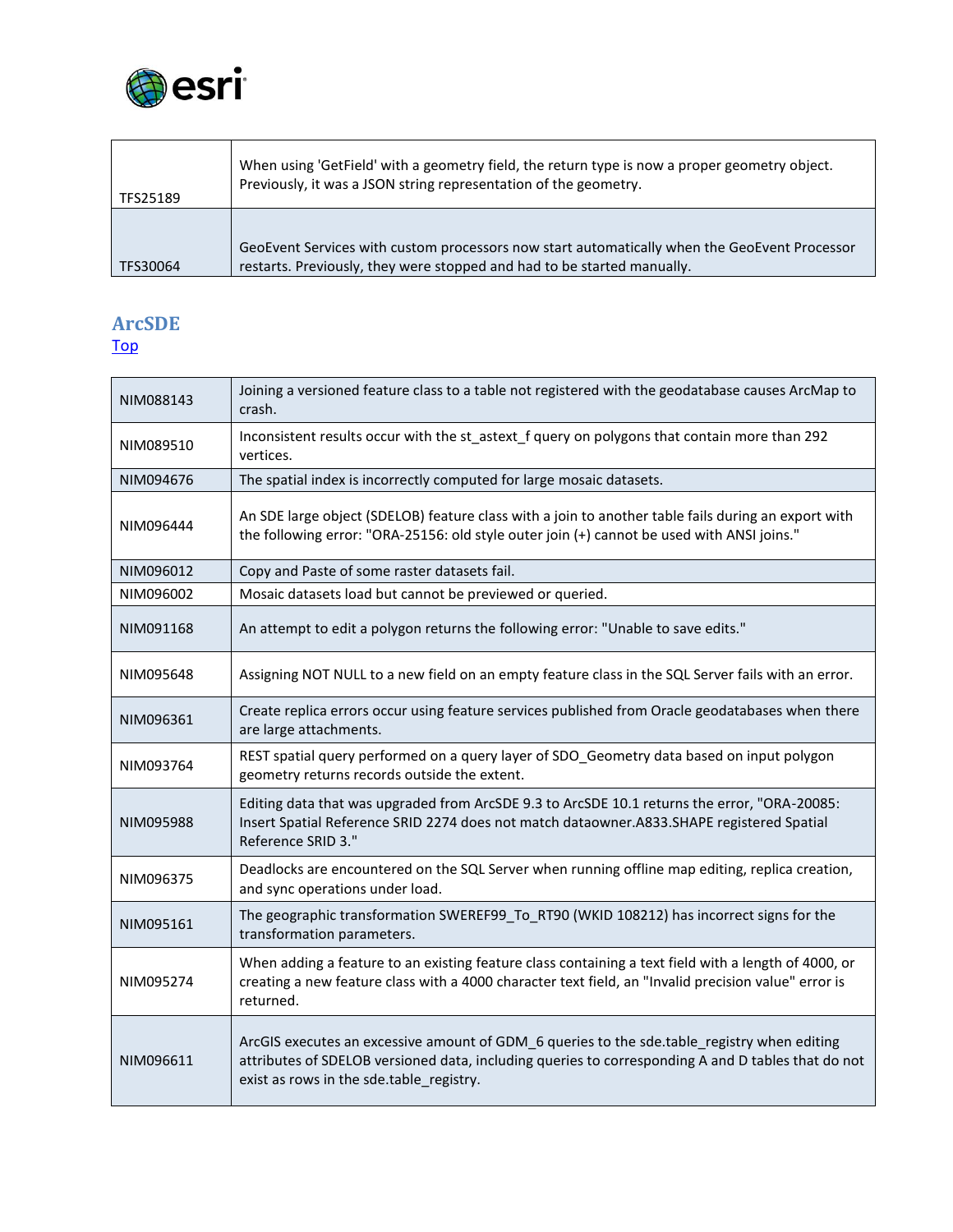| | |
|---|---|
| TFS25189 | When using 'GetField' with a geometry field, the return type is now a proper geometry object. Previously, it was a JSON string representation of the geometry. |
| TFS30064 | GeoEvent Services with custom processors now start automatically when the GeoEvent Processor restarts. Previously, they were stopped and had to be started manually. |

## ArcSDE

Top

| | |
|---|---|
| NIM088143 | Joining a versioned feature class to a table not registered with the geodatabase causes ArcMap to crash. |
| NIM089510 | Inconsistent results occur with the st_astext_f query on polygons that contain more than 292 vertices. |
| NIM094676 | The spatial index is incorrectly computed for large mosaic datasets. |
| NIM096444 | An SDE large object (SDELOB) feature class with a join to another table fails during an export with the following error: "ORA-25156: old style outer join (+) cannot be used with ANSI joins." |
| NIM096012 | Copy and Paste of some raster datasets fail. |
| NIM096002 | Mosaic datasets load but cannot be previewed or queried. |
| NIM091168 | An attempt to edit a polygon returns the following error: "Unable to save edits." |
| NIM095648 | Assigning NOT NULL to a new field on an empty feature class in the SQL Server fails with an error. |
| NIM096361 | Create replica errors occur using feature services published from Oracle geodatabases when there are large attachments. |
| NIM093764 | REST spatial query performed on a query layer of SDO_Geometry data based on input polygon geometry returns records outside the extent. |
| NIM095988 | Editing data that was upgraded from ArcSDE 9.3 to ArcSDE 10.1 returns the error, "ORA-20085: Insert Spatial Reference SRID 2274 does not match dataowner.A833.SHAPE registered Spatial Reference SRID 3." |
| NIM096375 | Deadlocks are encountered on the SQL Server when running offline map editing, replica creation, and sync operations under load. |
| NIM095161 | The geographic transformation SWEREF99_To_RT90 (WKID 108212) has incorrect signs for the transformation parameters. |
| NIM095274 | When adding a feature to an existing feature class containing a text field with a length of 4000, or creating a new feature class with a 4000 character text field, an "Invalid precision value" error is returned. |
| NIM096611 | ArcGIS executes an excessive amount of GDM_6 queries to the sde.table_registry when editing attributes of SDELOB versioned data, including queries to corresponding A and D tables that do not exist as rows in the sde.table_registry. |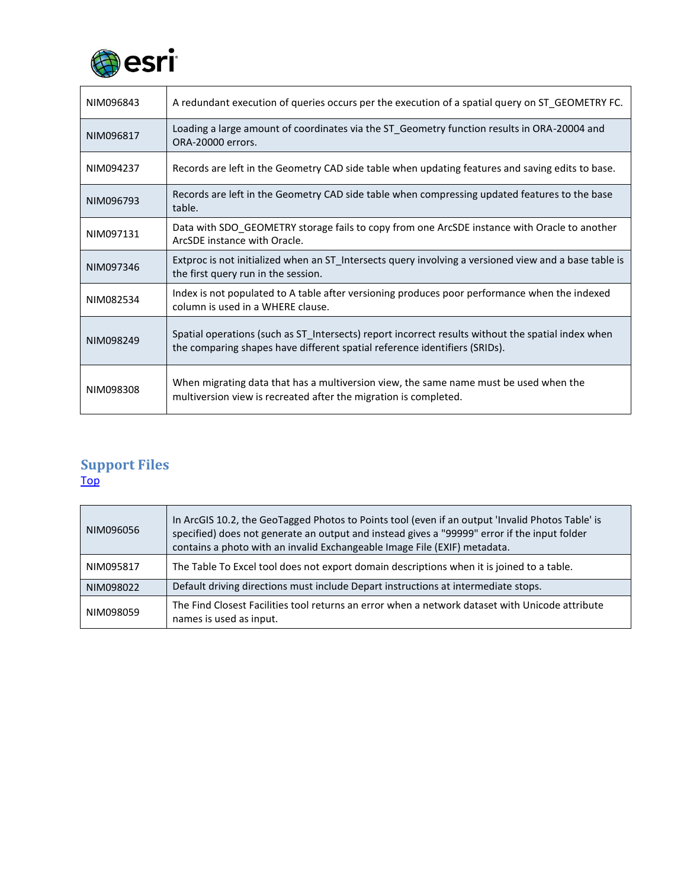| | |
|---|---|
| NIM096843 | A redundant execution of queries occurs per the execution of a spatial query on ST_GEOMETRY FC. |
| NIM096817 | Loading a large amount of coordinates via the ST_Geometry function results in ORA-20004 and ORA-20000 errors. |
| NIM094237 | Records are left in the Geometry CAD side table when updating features and saving edits to base. |
| NIM096793 | Records are left in the Geometry CAD side table when compressing updated features to the base table. |
| NIM097131 | Data with SDO_GEOMETRY storage fails to copy from one ArcSDE instance with Oracle to another ArcSDE instance with Oracle. |
| NIM097346 | Extproc is not initialized when an ST_Intersects query involving a versioned view and a base table is the first query run in the session. |
| NIM082534 | Index is not populated to A table after versioning produces poor performance when the indexed column is used in a WHERE clause. |
| NIM098249 | Spatial operations (such as ST_Intersects) report incorrect results without the spatial index when the comparing shapes have different spatial reference identifiers (SRIDs). |
| NIM098308 | When migrating data that has a multiversion view, the same name must be used when the multiversion view is recreated after the migration is completed. |

## Support Files

Top

| | |
|---|---|
| NIM096056 | In ArcGIS 10.2, the GeoTagged Photos to Points tool (even if an output 'Invalid Photos Table' is specified) does not generate an output and instead gives a "99999" error if the input folder contains a photo with an invalid Exchangeable Image File (EXIF) metadata. |
| NIM095817 | The Table To Excel tool does not export domain descriptions when it is joined to a table. |
| NIM098022 | Default driving directions must include Depart instructions at intermediate stops. |
| NIM098059 | The Find Closest Facilities tool returns an error when a network dataset with Unicode attribute names is used as input. |